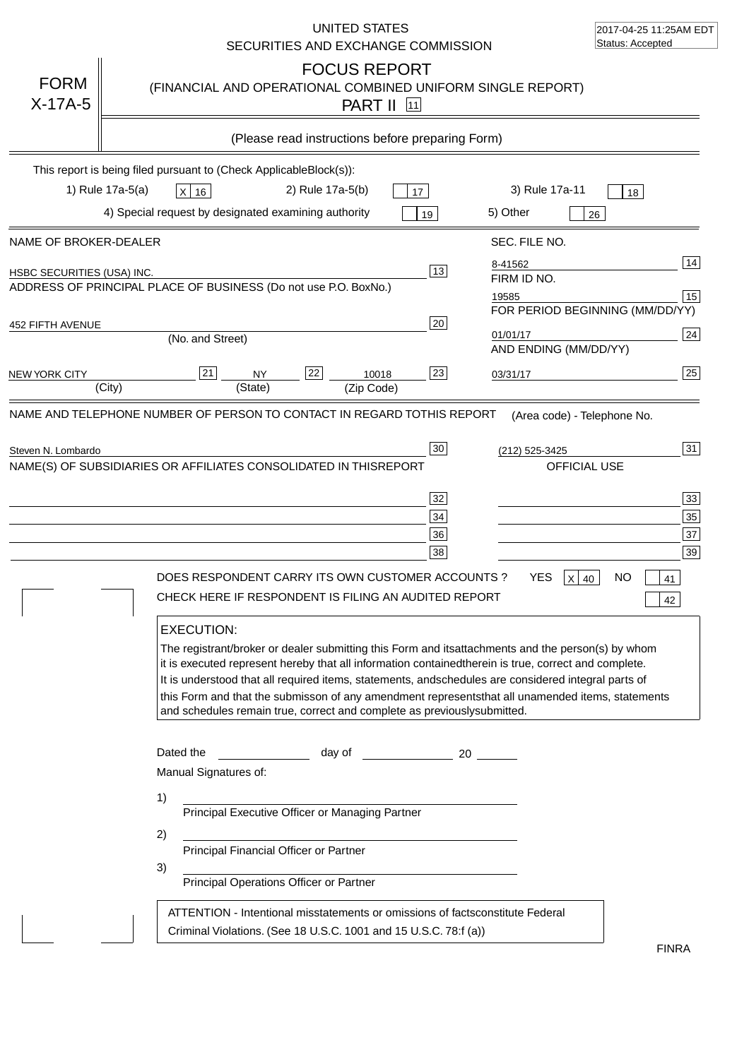UNITED STATES
SECURITIES AND EXCHANGE COMMISSION

2017-04-25 11:25AM EDT
Status: Accepted

# FORM X-17A-5

## FOCUS REPORT
### (FINANCIAL AND OPERATIONAL COMBINED UNIFORM SINGLE REPORT)
### PART II [11]

(Please read instructions before preparing Form)

This report is being filed pursuant to (Check ApplicableBlock(s)):

1) Rule 17a-5(a) [X] 16 &nbsp;&nbsp; 2) Rule 17a-5(b) [ ] 17 &nbsp;&nbsp; 3) Rule 17a-11 [ ] 18

4) Special request by designated examining authority [ ] 19 &nbsp;&nbsp; 5) Other [ ] 26

| NAME OF BROKER-DEALER | | SEC. FILE NO. | |
|---|---|---|---|
| HSBC SECURITIES (USA) INC. | 13 | 8-41562 | 14 |
| ADDRESS OF PRINCIPAL PLACE OF BUSINESS (Do not use P.O. BoxNo.) | | FIRM ID NO. | |
| | | 19585 | 15 |
| 452 FIFTH AVENUE (No. and Street) | 20 | FOR PERIOD BEGINNING (MM/DD/YY) | |
| | | 01/01/17 | 24 |
| NEW YORK CITY (City) [21] NY (State) [22] 10018 (Zip Code) | 23 | AND ENDING (MM/DD/YY) | |
| | | 03/31/17 | 25 |

| NAME AND TELEPHONE NUMBER OF PERSON TO CONTACT IN REGARD TOTHIS REPORT | | (Area code) - Telephone No. | |
|---|---|---|---|
| Steven N. Lombardo | 30 | (212) 525-3425 | 31 |
| NAME(S) OF SUBSIDIARIES OR AFFILIATES CONSOLIDATED IN THISREPORT | | OFFICIAL USE | |
| | 32 | | 33 |
| | 34 | | 35 |
| | 36 | | 37 |
| | 38 | | 39 |

DOES RESPONDENT CARRY ITS OWN CUSTOMER ACCOUNTS ? YES [X] 40 NO [ ] 41

CHECK HERE IF RESPONDENT IS FILING AN AUDITED REPORT [ ] 42

**EXECUTION:**

The registrant/broker or dealer submitting this Form and itsattachments and the person(s) by whom it is executed represent hereby that all information containedtherein is true, correct and complete. It is understood that all required items, statements, andschedules are considered integral parts of this Form and that the submisson of any amendment representsthat all unamended items, statements and schedules remain true, correct and complete as previouslysubmitted.

Dated the ____________ day of ____________ 20 ______

Manual Signatures of:

1) ______________________________
Principal Executive Officer or Managing Partner

2) ______________________________
Principal Financial Officer or Partner

3) ______________________________
Principal Operations Officer or Partner

ATTENTION - Intentional misstatements or omissions of factsconstitute Federal Criminal Violations. (See 18 U.S.C. 1001 and 15 U.S.C. 78:f (a))

FINRA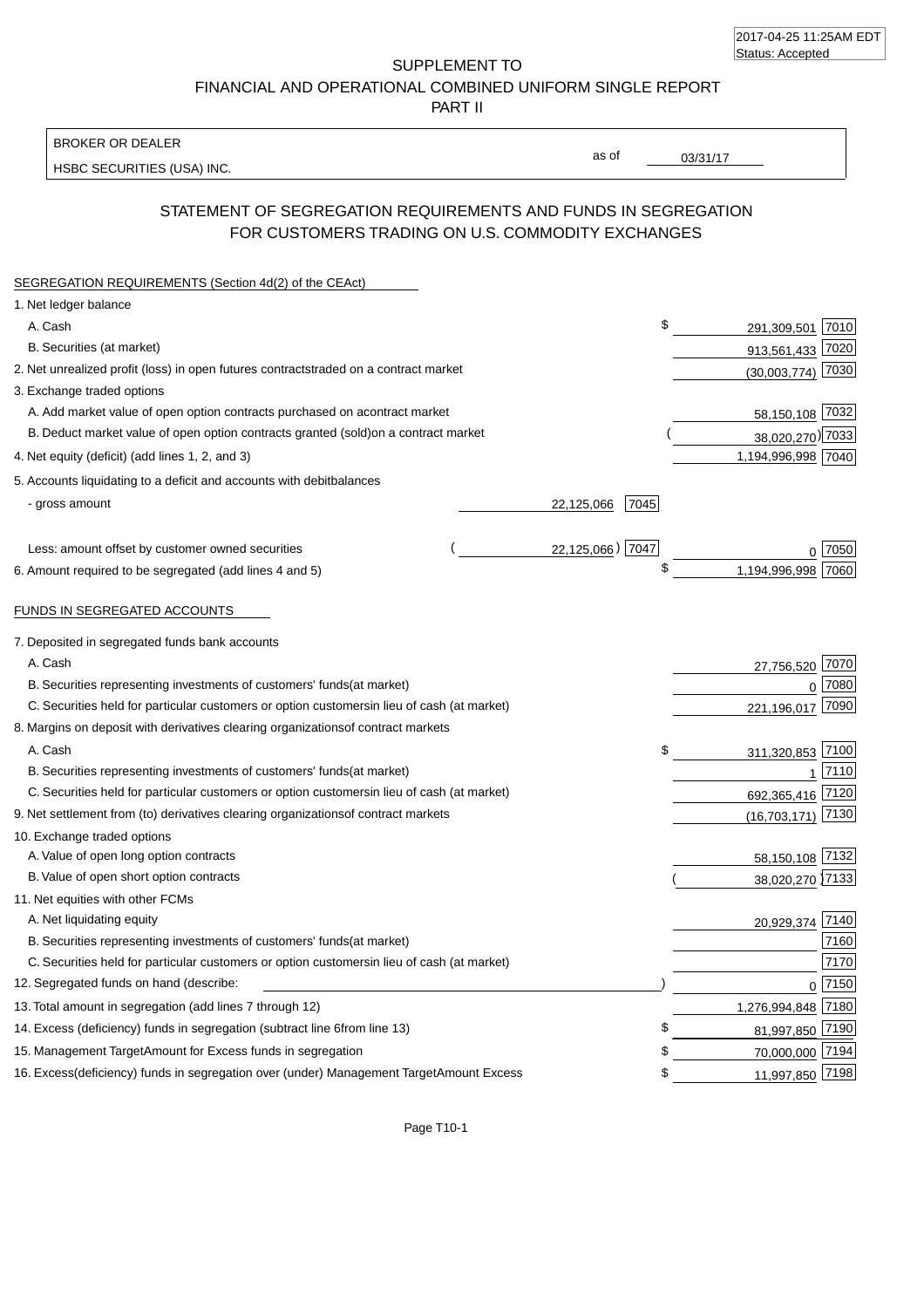2017-04-25 11:25AM EDT
Status: Accepted

SUPPLEMENT TO
FINANCIAL AND OPERATIONAL COMBINED UNIFORM SINGLE REPORT
PART II

| BROKER OR DEALER | | |
|---|---|---|
| HSBC SECURITIES (USA) INC. | as of | 03/31/17 |

## STATEMENT OF SEGREGATION REQUIREMENTS AND FUNDS IN SEGREGATION FOR CUSTOMERS TRADING ON U.S. COMMODITY EXCHANGES

SEGREGATION REQUIREMENTS (Section 4d(2) of the CEAct)

| | | | | |
|---|---|---|---|---|
| 1. Net ledger balance | | | | |
| A. Cash | | | $ 291,309,501 | 7010 |
| B. Securities (at market) | | | 913,561,433 | 7020 |
| 2. Net unrealized profit (loss) in open futures contracts traded on a contract market | | | (30,003,774) | 7030 |
| 3. Exchange traded options | | | | |
| A. Add market value of open option contracts purchased on a contract market | | | 58,150,108 | 7032 |
| B. Deduct market value of open option contracts granted (sold) on a contract market | | | (38,020,270) | 7033 |
| 4. Net equity (deficit) (add lines 1, 2, and 3) | | | 1,194,996,998 | 7040 |
| 5. Accounts liquidating to a deficit and accounts with debit balances | | | | |
| - gross amount | 22,125,066 | 7045 | | |
| Less: amount offset by customer owned securities | (22,125,066) | 7047 | 0 | 7050 |
| 6. Amount required to be segregated (add lines 4 and 5) | | | $ 1,194,996,998 | 7060 |

FUNDS IN SEGREGATED ACCOUNTS

| | | |
|---|---|---|
| 7. Deposited in segregated funds bank accounts | | |
| A. Cash | 27,756,520 | 7070 |
| B. Securities representing investments of customers' funds (at market) | 0 | 7080 |
| C. Securities held for particular customers or option customers in lieu of cash (at market) | 221,196,017 | 7090 |
| 8. Margins on deposit with derivatives clearing organizations of contract markets | | |
| A. Cash | $ 311,320,853 | 7100 |
| B. Securities representing investments of customers' funds (at market) | 1 | 7110 |
| C. Securities held for particular customers or option customers in lieu of cash (at market) | 692,365,416 | 7120 |
| 9. Net settlement from (to) derivatives clearing organizations of contract markets | (16,703,171) | 7130 |
| 10. Exchange traded options | | |
| A. Value of open long option contracts | 58,150,108 | 7132 |
| B. Value of open short option contracts | (38,020,270) | 7133 |
| 11. Net equities with other FCMs | | |
| A. Net liquidating equity | 20,929,374 | 7140 |
| B. Securities representing investments of customers' funds (at market) | | 7160 |
| C. Securities held for particular customers or option customers in lieu of cash (at market) | | 7170 |
| 12. Segregated funds on hand (describe: ) | 0 | 7150 |
| 13. Total amount in segregation (add lines 7 through 12) | 1,276,994,848 | 7180 |
| 14. Excess (deficiency) funds in segregation (subtract line 6 from line 13) | $ 81,997,850 | 7190 |
| 15. Management Target Amount for Excess funds in segregation | $ 70,000,000 | 7194 |
| 16. Excess (deficiency) funds in segregation over (under) Management Target Amount Excess | $ 11,997,850 | 7198 |

Page T10-1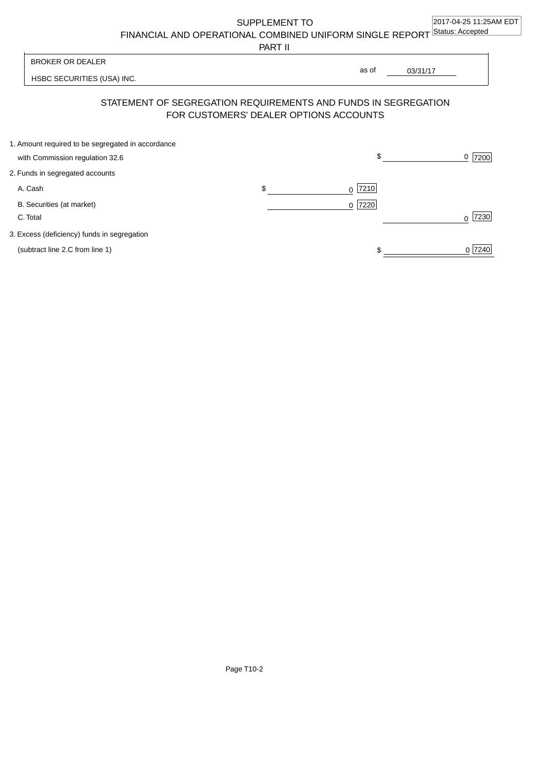SUPPLEMENT TO
FINANCIAL AND OPERATIONAL COMBINED UNIFORM SINGLE REPORT
PART II

2017-04-25 11:25AM EDT
Status: Accepted

BROKER OR DEALER

HSBC SECURITIES (USA) INC.

as of 03/31/17

## STATEMENT OF SEGREGATION REQUIREMENTS AND FUNDS IN SEGREGATION FOR CUSTOMERS' DEALER OPTIONS ACCOUNTS

| | | |
|---|---|---|
| 1. Amount required to be segregated in accordance with Commission regulation 32.6 | | $ 0 [7200] |
| 2. Funds in segregated accounts | | |
| A. Cash | $ 0 [7210] | |
| B. Securities (at market) | 0 [7220] | |
| C. Total | | 0 [7230] |
| 3. Excess (deficiency) funds in segregation (subtract line 2.C from line 1) | | $ 0 [7240] |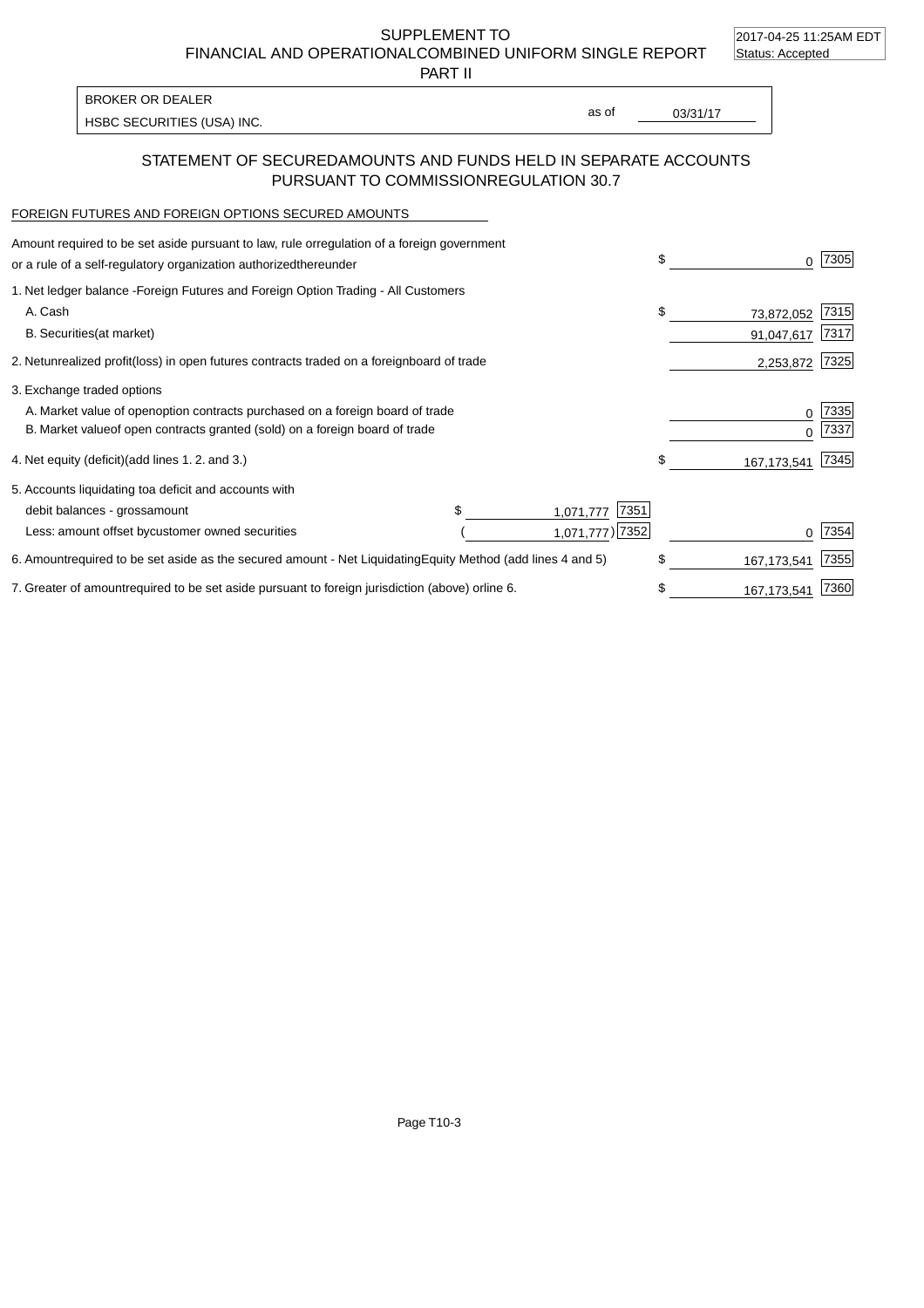SUPPLEMENT TO
FINANCIAL AND OPERATIONALCOMBINED UNIFORM SINGLE REPORT
PART II

2017-04-25 11:25AM EDT
Status: Accepted

BROKER OR DEALER
HSBC SECURITIES (USA) INC.

as of 03/31/17

## STATEMENT OF SECUREDAMOUNTS AND FUNDS HELD IN SEPARATE ACCOUNTS PURSUANT TO COMMISSIONREGULATION 30.7

FOREIGN FUTURES AND FOREIGN OPTIONS SECURED AMOUNTS

| | | | | |
|---|---|---|---|---|
| Amount required to be set aside pursuant to law, rule orregulation of a foreign government or a rule of a self-regulatory organization authorizedthereunder | | | $ 0 | 7305 |
| 1. Net ledger balance -Foreign Futures and Foreign Option Trading - All Customers | | | | |
| A. Cash | | | $ 73,872,052 | 7315 |
| B. Securities(at market) | | | 91,047,617 | 7317 |
| 2. Netunrealized profit(loss) in open futures contracts traded on a foreignboard of trade | | | 2,253,872 | 7325 |
| 3. Exchange traded options | | | | |
| A. Market value of openoption contracts purchased on a foreign board of trade | | | 0 | 7335 |
| B. Market valueof open contracts granted (sold) on a foreign board of trade | | | 0 | 7337 |
| 4. Net equity (deficit)(add lines 1. 2. and 3.) | | | $ 167,173,541 | 7345 |
| 5. Accounts liquidating toa deficit and accounts with | | | | |
| debit balances - grossamount | $ 1,071,777 | 7351 | | |
| Less: amount offset bycustomer owned securities | ( 1,071,777) | 7352 | 0 | 7354 |
| 6. Amountrequired to be set aside as the secured amount - Net LiquidatingEquity Method (add lines 4 and 5) | | | $ 167,173,541 | 7355 |
| 7. Greater of amountrequired to be set aside pursuant to foreign jurisdiction (above) orline 6. | | | $ 167,173,541 | 7360 |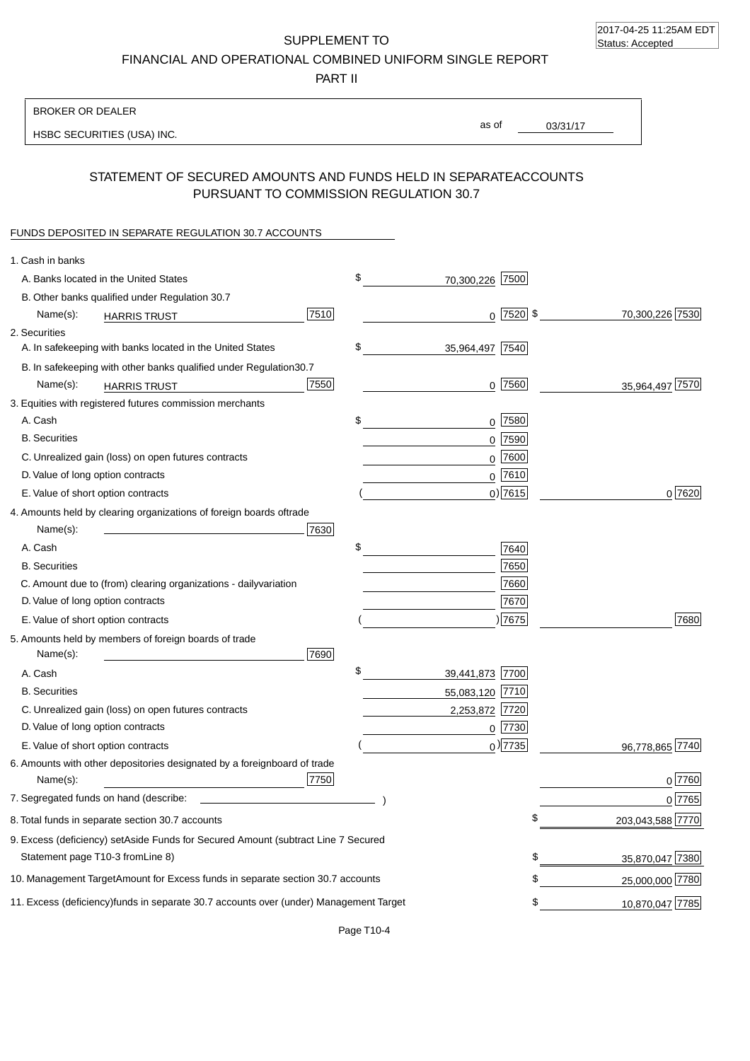SUPPLEMENT TO
FINANCIAL AND OPERATIONAL COMBINED UNIFORM SINGLE REPORT
PART II

BROKER OR DEALER

HSBC SECURITIES (USA) INC.

as of 03/31/17

## STATEMENT OF SECURED AMOUNTS AND FUNDS HELD IN SEPARATE ACCOUNTS PURSUANT TO COMMISSION REGULATION 30.7

FUNDS DEPOSITED IN SEPARATE REGULATION 30.7 ACCOUNTS

| | | | |
|---|---|---|---|
| 1. Cash in banks | | | |
| A. Banks located in the United States | | $ 70,300,226 [7500] | |
| B. Other banks qualified under Regulation 30.7 | | | |
| Name(s): HARRIS TRUST | [7510] | 0 [7520] | $ 70,300,226 [7530] |
| 2. Securities | | | |
| A. In safekeeping with banks located in the United States | | $ 35,964,497 [7540] | |
| B. In safekeeping with other banks qualified under Regulation 30.7 | | | |
| Name(s): HARRIS TRUST | [7550] | 0 [7560] | 35,964,497 [7570] |
| 3. Equities with registered futures commission merchants | | | |
| A. Cash | | $ 0 [7580] | |
| B. Securities | | 0 [7590] | |
| C. Unrealized gain (loss) on open futures contracts | | 0 [7600] | |
| D. Value of long option contracts | | 0 [7610] | |
| E. Value of short option contracts | | ( 0) [7615] | 0 [7620] |
| 4. Amounts held by clearing organizations of foreign boards of trade | | | |
| Name(s): | [7630] | | |
| A. Cash | | $ [7640] | |
| B. Securities | | [7650] | |
| C. Amount due to (from) clearing organizations - daily variation | | [7660] | |
| D. Value of long option contracts | | [7670] | |
| E. Value of short option contracts | | ( ) [7675] | [7680] |
| 5. Amounts held by members of foreign boards of trade | | | |
| Name(s): | [7690] | | |
| A. Cash | | $ 39,441,873 [7700] | |
| B. Securities | | 55,083,120 [7710] | |
| C. Unrealized gain (loss) on open futures contracts | | 2,253,872 [7720] | |
| D. Value of long option contracts | | 0 [7730] | |
| E. Value of short option contracts | | ( 0) [7735] | 96,778,865 [7740] |
| 6. Amounts with other depositories designated by a foreign board of trade | | | |
| Name(s): | [7750] | | 0 [7760] |
| 7. Segregated funds on hand (describe: ) | | | 0 [7765] |
| 8. Total funds in separate section 30.7 accounts | | | $ 203,043,588 [7770] |
| 9. Excess (deficiency) set Aside Funds for Secured Amount (subtract Line 7 Secured Statement page T10-3 from Line 8) | | | $ 35,870,047 [7380] |
| 10. Management Target Amount for Excess funds in separate section 30.7 accounts | | | $ 25,000,000 [7780] |
| 11. Excess (deficiency) funds in separate 30.7 accounts over (under) Management Target | | | $ 10,870,047 [7785] |

Page T10-4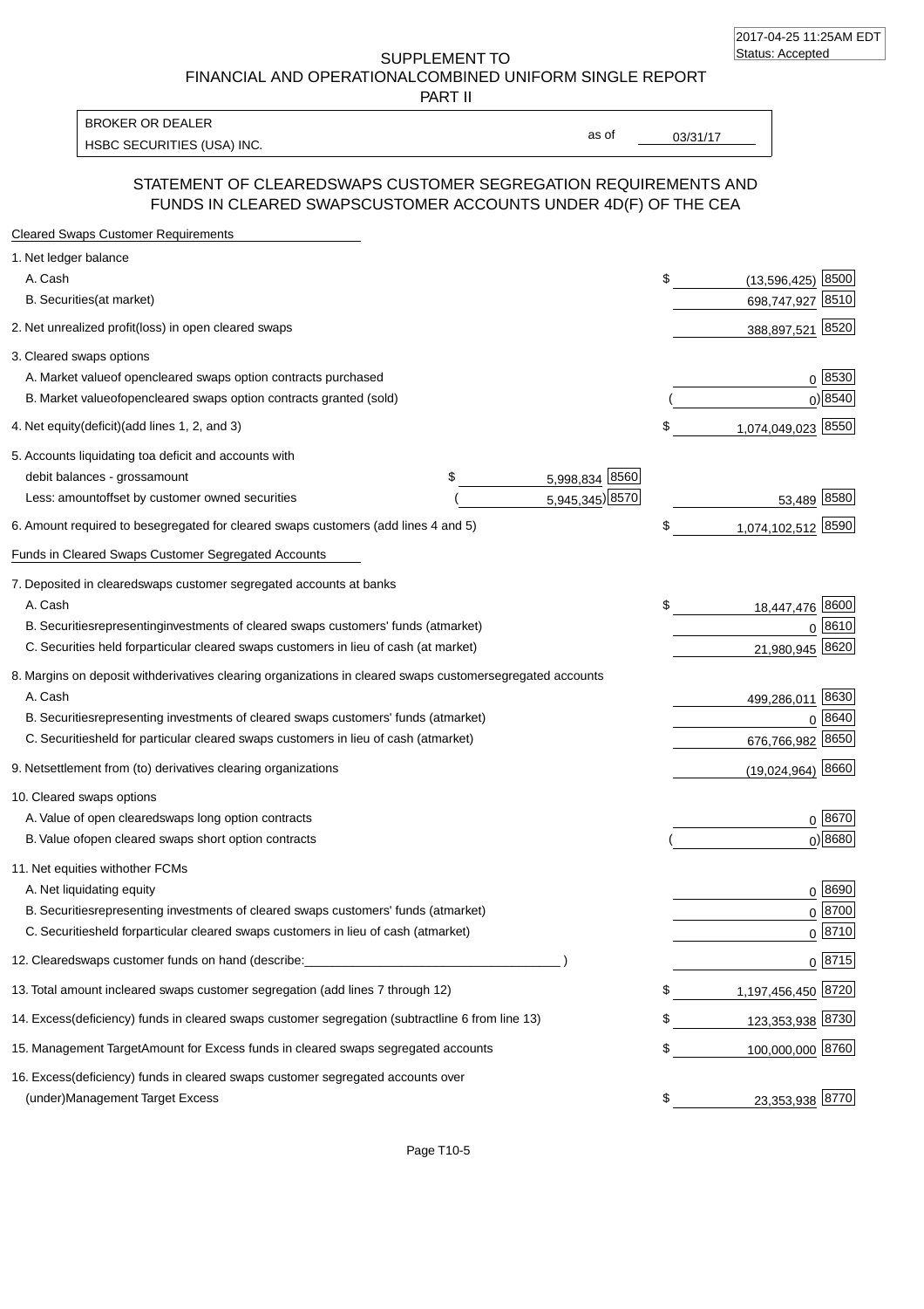2017-04-25 11:25AM EDT
Status: Accepted

SUPPLEMENT TO
FINANCIAL AND OPERATIONALCOMBINED UNIFORM SINGLE REPORT
PART II

BROKER OR DEALER
HSBC SECURITIES (USA) INC.

as of 03/31/17

## STATEMENT OF CLEAREDSWAPS CUSTOMER SEGREGATION REQUIREMENTS AND FUNDS IN CLEARED SWAPSCUSTOMER ACCOUNTS UNDER 4D(F) OF THE CEA

**Cleared Swaps Customer Requirements**

| | | | |
|---|---|---|---|
| 1. Net ledger balance | | | |
| A. Cash | | $ (13,596,425) | 8500 |
| B. Securities(at market) | | 698,747,927 | 8510 |
| 2. Net unrealized profit(loss) in open cleared swaps | | 388,897,521 | 8520 |
| 3. Cleared swaps options | | | |
| A. Market valueof opencleared swaps option contracts purchased | | 0 | 8530 |
| B. Market valueofopencleared swaps option contracts granted (sold) | | ( 0) | 8540 |
| 4. Net equity(deficit)(add lines 1, 2, and 3) | | $ 1,074,049,023 | 8550 |
| 5. Accounts liquidating toa deficit and accounts with | | | |
| debit balances - grossamount | $ 5,998,834 8560 | | |
| Less: amountoffset by customer owned securities | ( 5,945,345) 8570 | 53,489 | 8580 |
| 6. Amount required to besegregated for cleared swaps customers (add lines 4 and 5) | | $ 1,074,102,512 | 8590 |

**Funds in Cleared Swaps Customer Segregated Accounts**

| | | |
|---|---|---|
| 7. Deposited in clearedswaps customer segregated accounts at banks | | |
| A. Cash | $ 18,447,476 | 8600 |
| B. Securitiesrepresentinginvestments of cleared swaps customers' funds (atmarket) | 0 | 8610 |
| C. Securities held forparticular cleared swaps customers in lieu of cash (at market) | 21,980,945 | 8620 |
| 8. Margins on deposit withderivatives clearing organizations in cleared swaps customersegregated accounts | | |
| A. Cash | 499,286,011 | 8630 |
| B. Securitiesrepresenting investments of cleared swaps customers' funds (atmarket) | 0 | 8640 |
| C. Securitiesheld for particular cleared swaps customers in lieu of cash (atmarket) | 676,766,982 | 8650 |
| 9. Netsettlement from (to) derivatives clearing organizations | (19,024,964) | 8660 |
| 10. Cleared swaps options | | |
| A. Value of open clearedswaps long option contracts | 0 | 8670 |
| B. Value ofopen cleared swaps short option contracts | ( 0) | 8680 |
| 11. Net equities withother FCMs | | |
| A. Net liquidating equity | 0 | 8690 |
| B. Securitiesrepresenting investments of cleared swaps customers' funds (atmarket) | 0 | 8700 |
| C. Securitiesheld forparticular cleared swaps customers in lieu of cash (atmarket) | 0 | 8710 |
| 12. Clearedswaps customer funds on hand (describe:\_\_\_\_\_\_\_\_\_\_\_\_\_\_\_\_\_\_\_\_ ) | 0 | 8715 |
| 13. Total amount incleared swaps customer segregation (add lines 7 through 12) | $ 1,197,456,450 | 8720 |
| 14. Excess(deficiency) funds in cleared swaps customer segregation (subtractline 6 from line 13) | $ 123,353,938 | 8730 |
| 15. Management TargetAmount for Excess funds in cleared swaps segregated accounts | $ 100,000,000 | 8760 |
| 16. Excess(deficiency) funds in cleared swaps customer segregated accounts over (under)Management Target Excess | $ 23,353,938 | 8770 |

Page T10-5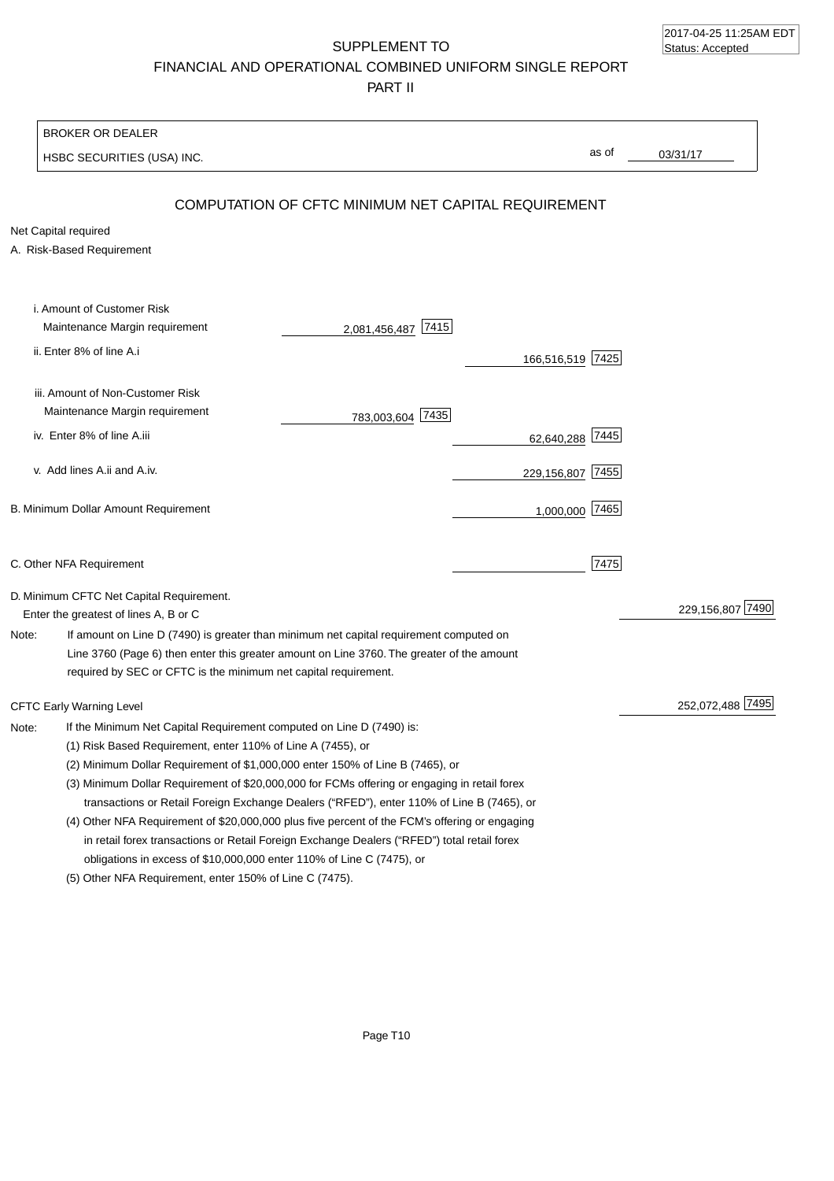2017-04-25 11:25AM EDT
Status: Accepted

# SUPPLEMENT TO
# FINANCIAL AND OPERATIONAL COMBINED UNIFORM SINGLE REPORT
# PART II

BROKER OR DEALER

HSBC SECURITIES (USA) INC. as of 03/31/17

## COMPUTATION OF CFTC MINIMUM NET CAPITAL REQUIREMENT

Net Capital required

A. Risk-Based Requirement

| | | | |
|---|---|---|---|
| i. Amount of Customer Risk Maintenance Margin requirement | 2,081,456,487 [7415] | | |
| ii. Enter 8% of line A.i | | 166,516,519 [7425] | |
| iii. Amount of Non-Customer Risk Maintenance Margin requirement | 783,003,604 [7435] | | |
| iv. Enter 8% of line A.iii | | 62,640,288 [7445] | |
| v. Add lines A.ii and A.iv. | | 229,156,807 [7455] | |
| B. Minimum Dollar Amount Requirement | | 1,000,000 [7465] | |
| C. Other NFA Requirement | | [7475] | |
| D. Minimum CFTC Net Capital Requirement. Enter the greatest of lines A, B or C | | | 229,156,807 [7490] |

Note: If amount on Line D (7490) is greater than minimum net capital requirement computed on Line 3760 (Page 6) then enter this greater amount on Line 3760. The greater of the amount required by SEC or CFTC is the minimum net capital requirement.

CFTC Early Warning Level 252,072,488 [7495]

Note: If the Minimum Net Capital Requirement computed on Line D (7490) is:

(1) Risk Based Requirement, enter 110% of Line A (7455), or

(2) Minimum Dollar Requirement of $1,000,000 enter 150% of Line B (7465), or

(3) Minimum Dollar Requirement of $20,000,000 for FCMs offering or engaging in retail forex transactions or Retail Foreign Exchange Dealers ("RFED"), enter 110% of Line B (7465), or

(4) Other NFA Requirement of $20,000,000 plus five percent of the FCM's offering or engaging in retail forex transactions or Retail Foreign Exchange Dealers ("RFED") total retail forex obligations in excess of $10,000,000 enter 110% of Line C (7475), or

(5) Other NFA Requirement, enter 150% of Line C (7475).